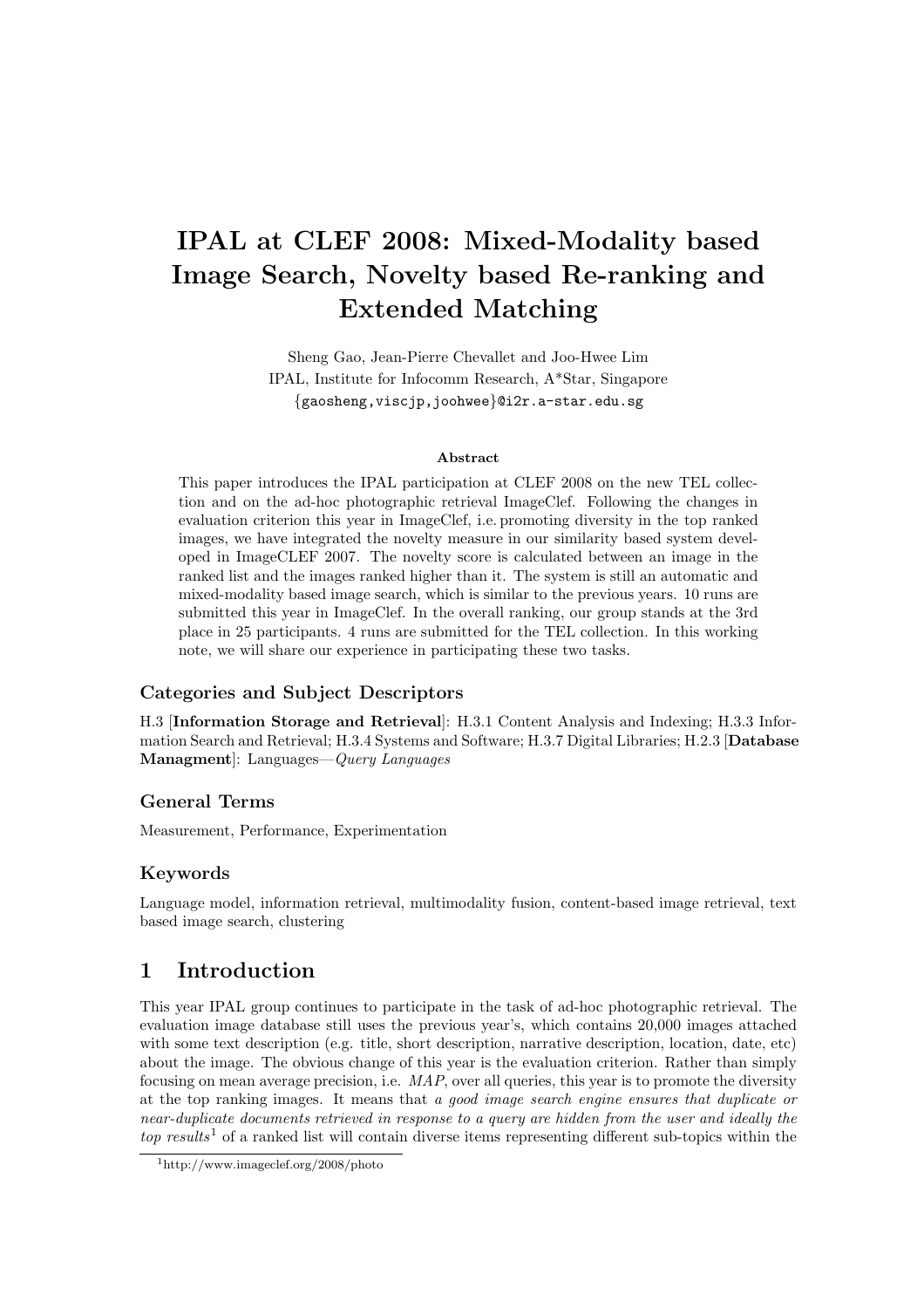# IPAL at CLEF 2008: Mixed-Modality based Image Search, Novelty based Re-ranking and Extended Matching

Sheng Gao, Jean-Pierre Chevallet and Joo-Hwee Lim
IPAL, Institute for Infocomm Research, A*Star, Singapore
{gaosheng,viscjp,joohwee}@i2r.a-star.edu.sg

### Abstract

This paper introduces the IPAL participation at CLEF 2008 on the new TEL collection and on the ad-hoc photographic retrieval ImageClef. Following the changes in evaluation criterion this year in ImageClef, i.e. promoting diversity in the top ranked images, we have integrated the novelty measure in our similarity based system developed in ImageCLEF 2007. The novelty score is calculated between an image in the ranked list and the images ranked higher than it. The system is still an automatic and mixed-modality based image search, which is similar to the previous years. 10 runs are submitted this year in ImageClef. In the overall ranking, our group stands at the 3rd place in 25 participants. 4 runs are submitted for the TEL collection. In this working note, we will share our experience in participating these two tasks.

### Categories and Subject Descriptors

H.3 [**Information Storage and Retrieval**]: H.3.1 Content Analysis and Indexing; H.3.3 Information Search and Retrieval; H.3.4 Systems and Software; H.3.7 Digital Libraries; H.2.3 [**Database Managment**]: Languages—*Query Languages*

### General Terms

Measurement, Performance, Experimentation

### Keywords

Language model, information retrieval, multimodality fusion, content-based image retrieval, text based image search, clustering

## 1 Introduction

This year IPAL group continues to participate in the task of ad-hoc photographic retrieval. The evaluation image database still uses the previous year's, which contains 20,000 images attached with some text description (e.g. title, short description, narrative description, location, date, etc) about the image. The obvious change of this year is the evaluation criterion. Rather than simply focusing on mean average precision, i.e. *MAP*, over all queries, this year is to promote the diversity at the top ranking images. It means that *a good image search engine ensures that duplicate or near-duplicate documents retrieved in response to a query are hidden from the user and ideally the top results*[1] of a ranked list will contain diverse items representing different sub-topics within the

[1]http://www.imageclef.org/2008/photo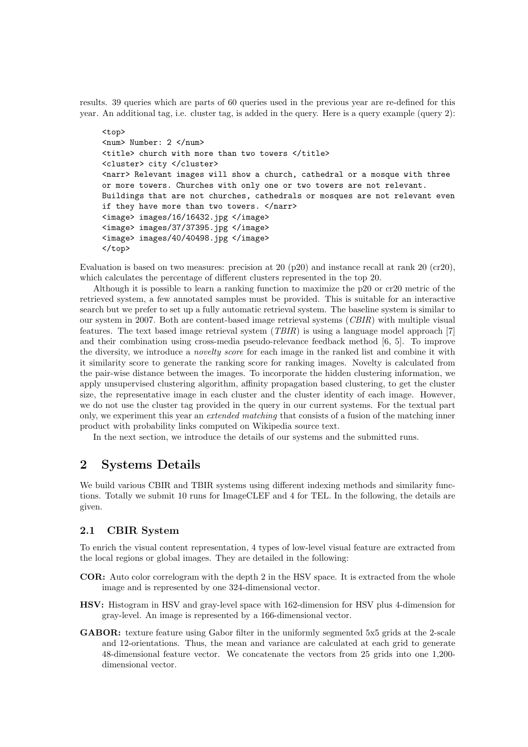results. 39 queries which are parts of 60 queries used in the previous year are re-defined for this year. An additional tag, i.e. cluster tag, is added in the query. Here is a query example (query 2):

```
<top>
<num> Number: 2 </num>
<title> church with more than two towers </title>
<cluster> city </cluster>
<narr> Relevant images will show a church, cathedral or a mosque with three
or more towers. Churches with only one or two towers are not relevant.
Buildings that are not churches, cathedrals or mosques are not relevant even
if they have more than two towers. </narr>
<image> images/16/16432.jpg </image>
<image> images/37/37395.jpg </image>
<image> images/40/40498.jpg </image>
</top>
```

Evaluation is based on two measures: precision at 20 (p20) and instance recall at rank 20 (cr20), which calculates the percentage of different clusters represented in the top 20.

Although it is possible to learn a ranking function to maximize the p20 or cr20 metric of the retrieved system, a few annotated samples must be provided. This is suitable for an interactive search but we prefer to set up a fully automatic retrieval system. The baseline system is similar to our system in 2007. Both are content-based image retrieval systems (*CBIR*) with multiple visual features. The text based image retrieval system (*TBIR*) is using a language model approach [7] and their combination using cross-media pseudo-relevance feedback method [6, 5]. To improve the diversity, we introduce a *novelty score* for each image in the ranked list and combine it with it similarity score to generate the ranking score for ranking images. Novelty is calculated from the pair-wise distance between the images. To incorporate the hidden clustering information, we apply unsupervised clustering algorithm, affinity propagation based clustering, to get the cluster size, the representative image in each cluster and the cluster identity of each image. However, we do not use the cluster tag provided in the query in our current systems. For the textual part only, we experiment this year an *extended matching* that consists of a fusion of the matching inner product with probability links computed on Wikipedia source text.

In the next section, we introduce the details of our systems and the submitted runs.

## 2 Systems Details

We build various CBIR and TBIR systems using different indexing methods and similarity functions. Totally we submit 10 runs for ImageCLEF and 4 for TEL. In the following, the details are given.

### 2.1 CBIR System

To enrich the visual content representation, 4 types of low-level visual feature are extracted from the local regions or global images. They are detailed in the following:

**COR:** Auto color correlogram with the depth 2 in the HSV space. It is extracted from the whole image and is represented by one 324-dimensional vector.

**HSV:** Histogram in HSV and gray-level space with 162-dimension for HSV plus 4-dimension for gray-level. An image is represented by a 166-dimensional vector.

**GABOR:** texture feature using Gabor filter in the uniformly segmented 5x5 grids at the 2-scale and 12-orientations. Thus, the mean and variance are calculated at each grid to generate 48-dimensional feature vector. We concatenate the vectors from 25 grids into one 1,200-dimensional vector.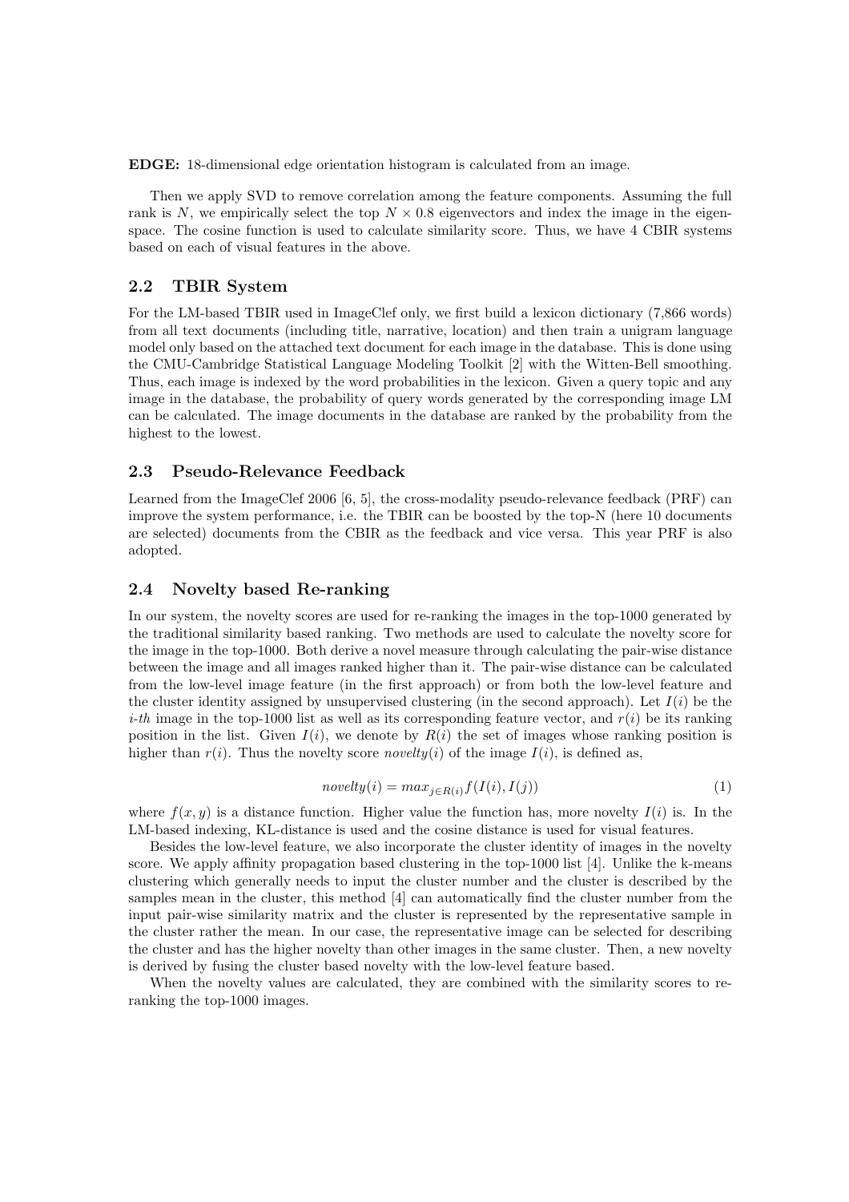**EDGE:** 18-dimensional edge orientation histogram is calculated from an image.

Then we apply SVD to remove correlation among the feature components. Assuming the full rank is $N$, we empirically select the top $N \times 0.8$ eigenvectors and index the image in the eigenspace. The cosine function is used to calculate similarity score. Thus, we have 4 CBIR systems based on each of visual features in the above.

### 2.2 TBIR System

For the LM-based TBIR used in ImageClef only, we first build a lexicon dictionary (7,866 words) from all text documents (including title, narrative, location) and then train a unigram language model only based on the attached text document for each image in the database. This is done using the CMU-Cambridge Statistical Language Modeling Toolkit [2] with the Witten-Bell smoothing. Thus, each image is indexed by the word probabilities in the lexicon. Given a query topic and any image in the database, the probability of query words generated by the corresponding image LM can be calculated. The image documents in the database are ranked by the probability from the highest to the lowest.

### 2.3 Pseudo-Relevance Feedback

Learned from the ImageClef 2006 [6, 5], the cross-modality pseudo-relevance feedback (PRF) can improve the system performance, i.e. the TBIR can be boosted by the top-N (here 10 documents are selected) documents from the CBIR as the feedback and vice versa. This year PRF is also adopted.

### 2.4 Novelty based Re-ranking

In our system, the novelty scores are used for re-ranking the images in the top-1000 generated by the traditional similarity based ranking. Two methods are used to calculate the novelty score for the image in the top-1000. Both derive a novel measure through calculating the pair-wise distance between the image and all images ranked higher than it. The pair-wise distance can be calculated from the low-level image feature (in the first approach) or from both the low-level feature and the cluster identity assigned by unsupervised clustering (in the second approach). Let $I(i)$ be the *i-th* image in the top-1000 list as well as its corresponding feature vector, and $r(i)$ be its ranking position in the list. Given $I(i)$, we denote by $R(i)$ the set of images whose ranking position is higher than $r(i)$. Thus the novelty score $novelty(i)$ of the image $I(i)$, is defined as,

$$novelty(i) = max_{j \in R(i)} f(I(i), I(j)) \tag{1}$$

where $f(x, y)$ is a distance function. Higher value the function has, more novelty $I(i)$ is. In the LM-based indexing, KL-distance is used and the cosine distance is used for visual features.

Besides the low-level feature, we also incorporate the cluster identity of images in the novelty score. We apply affinity propagation based clustering in the top-1000 list [4]. Unlike the k-means clustering which generally needs to input the cluster number and the cluster is described by the samples mean in the cluster, this method [4] can automatically find the cluster number from the input pair-wise similarity matrix and the cluster is represented by the representative sample in the cluster rather the mean. In our case, the representative image can be selected for describing the cluster and has the higher novelty than other images in the same cluster. Then, a new novelty is derived by fusing the cluster based novelty with the low-level feature based.

When the novelty values are calculated, they are combined with the similarity scores to re-ranking the top-1000 images.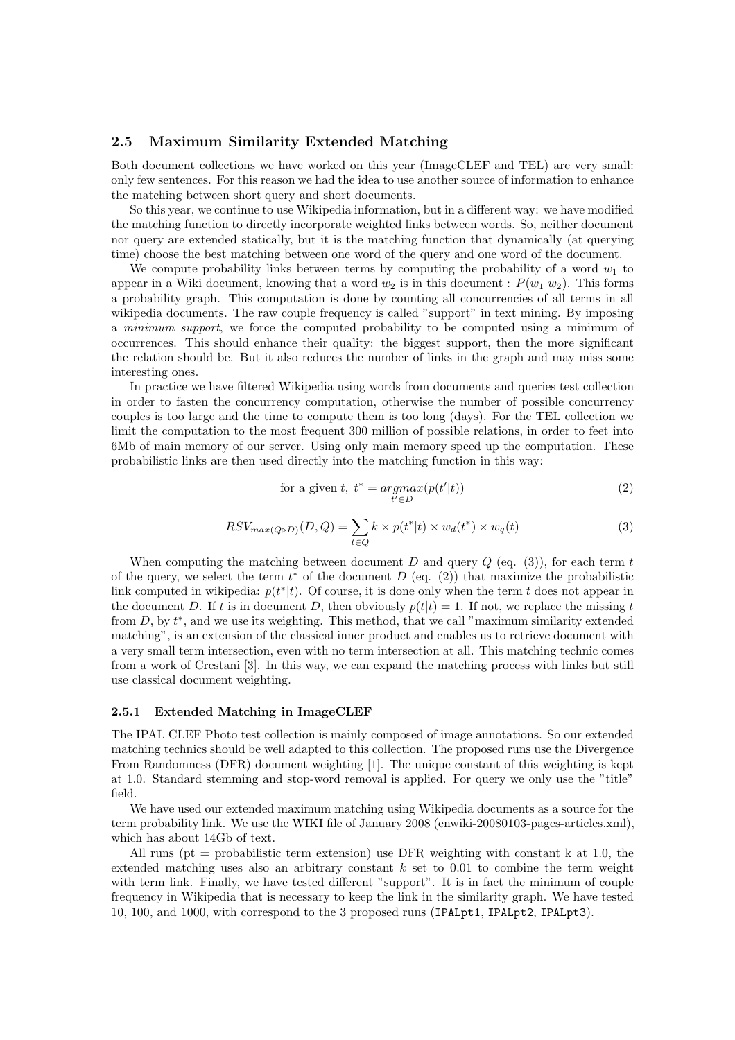## 2.5 Maximum Similarity Extended Matching

Both document collections we have worked on this year (ImageCLEF and TEL) are very small: only few sentences. For this reason we had the idea to use another source of information to enhance the matching between short query and short documents.

So this year, we continue to use Wikipedia information, but in a different way: we have modified the matching function to directly incorporate weighted links between words. So, neither document nor query are extended statically, but it is the matching function that dynamically (at querying time) choose the best matching between one word of the query and one word of the document.

We compute probability links between terms by computing the probability of a word $w_1$ to appear in a Wiki document, knowing that a word $w_2$ is in this document : $P(w_1|w_2)$. This forms a probability graph. This computation is done by counting all concurrencies of all terms in all wikipedia documents. The raw couple frequency is called "support" in text mining. By imposing a *minimum support*, we force the computed probability to be computed using a minimum of occurrences. This should enhance their quality: the biggest support, then the more significant the relation should be. But it also reduces the number of links in the graph and may miss some interesting ones.

In practice we have filtered Wikipedia using words from documents and queries test collection in order to fasten the concurrency computation, otherwise the number of possible concurrency couples is too large and the time to compute them is too long (days). For the TEL collection we limit the computation to the most frequent 300 million of possible relations, in order to feet into 6Mb of main memory of our server. Using only main memory speed up the computation. These probabilistic links are then used directly into the matching function in this way:

$$\text{for a given } t,\ t^* = \underset{t' \in D}{argmax}(p(t'|t)) \tag{2}$$

$$RSV_{max(Q \triangleright D)}(D, Q) = \sum_{t \in Q} k \times p(t^*|t) \times w_d(t^*) \times w_q(t) \tag{3}$$

When computing the matching between document $D$ and query $Q$ (eq. (3)), for each term $t$ of the query, we select the term $t^*$ of the document $D$ (eq. (2)) that maximize the probabilistic link computed in wikipedia: $p(t^*|t)$. Of course, it is done only when the term $t$ does not appear in the document $D$. If $t$ is in document $D$, then obviously $p(t|t) = 1$. If not, we replace the missing $t$ from $D$, by $t^*$, and we use its weighting. This method, that we call "maximum similarity extended matching", is an extension of the classical inner product and enables us to retrieve document with a very small term intersection, even with no term intersection at all. This matching technic comes from a work of Crestani [3]. In this way, we can expand the matching process with links but still use classical document weighting.

### 2.5.1 Extended Matching in ImageCLEF

The IPAL CLEF Photo test collection is mainly composed of image annotations. So our extended matching technics should be well adapted to this collection. The proposed runs use the Divergence From Randomness (DFR) document weighting [1]. The unique constant of this weighting is kept at 1.0. Standard stemming and stop-word removal is applied. For query we only use the "title" field.

We have used our extended maximum matching using Wikipedia documents as a source for the term probability link. We use the WIKI file of January 2008 (enwiki-20080103-pages-articles.xml), which has about 14Gb of text.

All runs (pt = probabilistic term extension) use DFR weighting with constant k at 1.0, the extended matching uses also an arbitrary constant $k$ set to 0.01 to combine the term weight with term link. Finally, we have tested different "support". It is in fact the minimum of couple frequency in Wikipedia that is necessary to keep the link in the similarity graph. We have tested 10, 100, and 1000, with correspond to the 3 proposed runs (`IPALpt1`, `IPALpt2`, `IPALpt3`).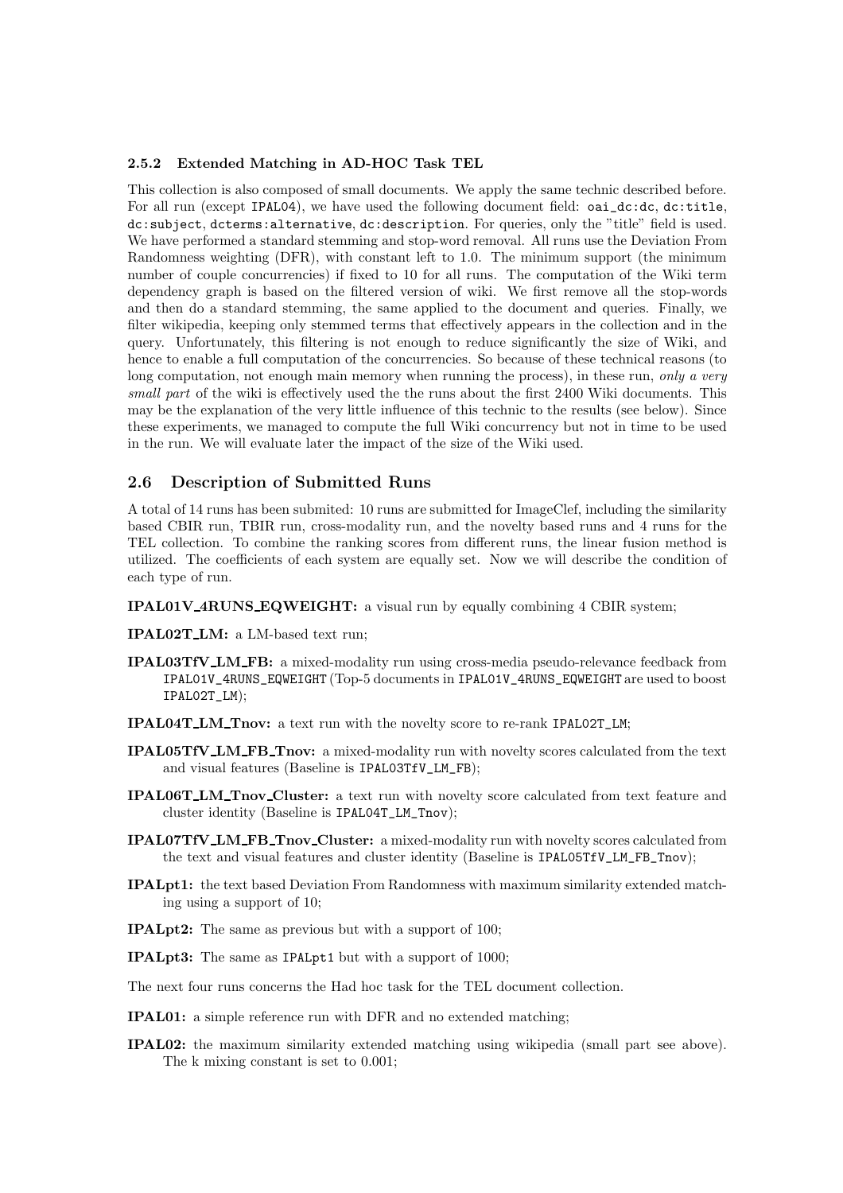#### 2.5.2 Extended Matching in AD-HOC Task TEL

This collection is also composed of small documents. We apply the same technic described before. For all run (except `IPAL04`), we have used the following document field: `oai_dc:dc`, `dc:title`, `dc:subject`, `dcterms:alternative`, `dc:description`. For queries, only the "title" field is used. We have performed a standard stemming and stop-word removal. All runs use the Deviation From Randomness weighting (DFR), with constant left to 1.0. The minimum support (the minimum number of couple concurrencies) if fixed to 10 for all runs. The computation of the Wiki term dependency graph is based on the filtered version of wiki. We first remove all the stop-words and then do a standard stemming, the same applied to the document and queries. Finally, we filter wikipedia, keeping only stemmed terms that effectively appears in the collection and in the query. Unfortunately, this filtering is not enough to reduce significantly the size of Wiki, and hence to enable a full computation of the concurrencies. So because of these technical reasons (to long computation, not enough main memory when running the process), in these run, *only a very small part* of the wiki is effectively used the the runs about the first 2400 Wiki documents. This may be the explanation of the very little influence of this technic to the results (see below). Since these experiments, we managed to compute the full Wiki concurrency but not in time to be used in the run. We will evaluate later the impact of the size of the Wiki used.

### 2.6 Description of Submitted Runs

A total of 14 runs has been submited: 10 runs are submitted for ImageClef, including the similarity based CBIR run, TBIR run, cross-modality run, and the novelty based runs and 4 runs for the TEL collection. To combine the ranking scores from different runs, the linear fusion method is utilized. The coefficients of each system are equally set. Now we will describe the condition of each type of run.

**IPAL01V_4RUNS_EQWEIGHT:** a visual run by equally combining 4 CBIR system;

**IPAL02T_LM:** a LM-based text run;

**IPAL03TfV_LM_FB:** a mixed-modality run using cross-media pseudo-relevance feedback from `IPAL01V_4RUNS_EQWEIGHT` (Top-5 documents in `IPAL01V_4RUNS_EQWEIGHT` are used to boost `IPAL02T_LM`);

**IPAL04T_LM_Tnov:** a text run with the novelty score to re-rank `IPAL02T_LM`;

**IPAL05TfV_LM_FB_Tnov:** a mixed-modality run with novelty scores calculated from the text and visual features (Baseline is `IPAL03TfV_LM_FB`);

**IPAL06T_LM_Tnov_Cluster:** a text run with novelty score calculated from text feature and cluster identity (Baseline is `IPAL04T_LM_Tnov`);

**IPAL07TfV_LM_FB_Tnov_Cluster:** a mixed-modality run with novelty scores calculated from the text and visual features and cluster identity (Baseline is `IPAL05TfV_LM_FB_Tnov`);

**IPALpt1:** the text based Deviation From Randomness with maximum similarity extended matching using a support of 10;

**IPALpt2:** The same as previous but with a support of 100;

**IPALpt3:** The same as `IPALpt1` but with a support of 1000;

The next four runs concerns the Had hoc task for the TEL document collection.

**IPAL01:** a simple reference run with DFR and no extended matching;

**IPAL02:** the maximum similarity extended matching using wikipedia (small part see above). The k mixing constant is set to 0.001;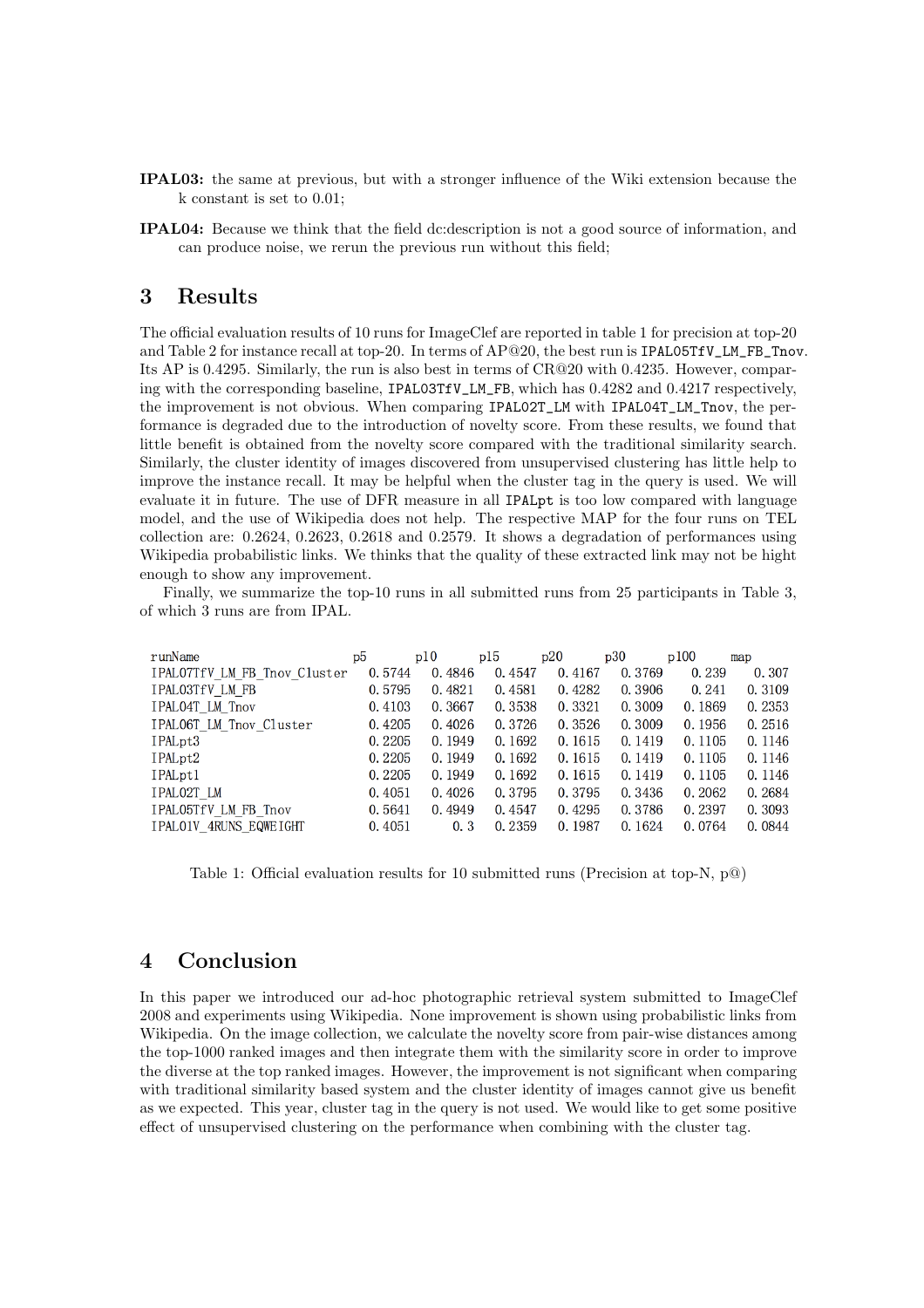**IPAL03:** the same at previous, but with a stronger influence of the Wiki extension because the k constant is set to 0.01;

**IPAL04:** Because we think that the field dc:description is not a good source of information, and can produce noise, we rerun the previous run without this field;

## 3 Results

The official evaluation results of 10 runs for ImageClef are reported in table 1 for precision at top-20 and Table 2 for instance recall at top-20. In terms of AP@20, the best run is `IPAL05TfV_LM_FB_Tnov`. Its AP is 0.4295. Similarly, the run is also best in terms of CR@20 with 0.4235. However, comparing with the corresponding baseline, `IPAL03TfV_LM_FB`, which has 0.4282 and 0.4217 respectively, the improvement is not obvious. When comparing `IPAL02T_LM` with `IPAL04T_LM_Tnov`, the performance is degraded due to the introduction of novelty score. From these results, we found that little benefit is obtained from the novelty score compared with the traditional similarity search. Similarly, the cluster identity of images discovered from unsupervised clustering has little help to improve the instance recall. It may be helpful when the cluster tag in the query is used. We will evaluate it in future. The use of DFR measure in all `IPALpt` is too low compared with language model, and the use of Wikipedia does not help. The respective MAP for the four runs on TEL collection are: 0.2624, 0.2623, 0.2618 and 0.2579. It shows a degradation of performances using Wikipedia probabilistic links. We thinks that the quality of these extracted link may not be hight enough to show any improvement.

Finally, we summarize the top-10 runs in all submitted runs from 25 participants in Table 3, of which 3 runs are from IPAL.

| runName | p5 | p10 | p15 | p20 | p30 | p100 | map |
|---|---|---|---|---|---|---|---|
| IPAL07TfV_LM_FB_Tnov_Cluster | 0.5744 | 0.4846 | 0.4547 | 0.4167 | 0.3769 | 0.239 | 0.307 |
| IPAL03TfV_LM_FB | 0.5795 | 0.4821 | 0.4581 | 0.4282 | 0.3906 | 0.241 | 0.3109 |
| IPAL04T_LM_Tnov | 0.4103 | 0.3667 | 0.3538 | 0.3321 | 0.3009 | 0.1869 | 0.2353 |
| IPAL06T_LM_Tnov_Cluster | 0.4205 | 0.4026 | 0.3726 | 0.3526 | 0.3009 | 0.1956 | 0.2516 |
| IPALpt3 | 0.2205 | 0.1949 | 0.1692 | 0.1615 | 0.1419 | 0.1105 | 0.1146 |
| IPALpt2 | 0.2205 | 0.1949 | 0.1692 | 0.1615 | 0.1419 | 0.1105 | 0.1146 |
| IPALpt1 | 0.2205 | 0.1949 | 0.1692 | 0.1615 | 0.1419 | 0.1105 | 0.1146 |
| IPAL02T_LM | 0.4051 | 0.4026 | 0.3795 | 0.3795 | 0.3436 | 0.2062 | 0.2684 |
| IPAL05TfV_LM_FB_Tnov | 0.5641 | 0.4949 | 0.4547 | 0.4295 | 0.3786 | 0.2397 | 0.3093 |
| IPAL01V_4RUNS_EQWEIGHT | 0.4051 | 0.3 | 0.2359 | 0.1987 | 0.1624 | 0.0764 | 0.0844 |

Table 1: Official evaluation results for 10 submitted runs (Precision at top-N, p@)

## 4 Conclusion

In this paper we introduced our ad-hoc photographic retrieval system submitted to ImageClef 2008 and experiments using Wikipedia. None improvement is shown using probabilistic links from Wikipedia. On the image collection, we calculate the novelty score from pair-wise distances among the top-1000 ranked images and then integrate them with the similarity score in order to improve the diverse at the top ranked images. However, the improvement is not significant when comparing with traditional similarity based system and the cluster identity of images cannot give us benefit as we expected. This year, cluster tag in the query is not used. We would like to get some positive effect of unsupervised clustering on the performance when combining with the cluster tag.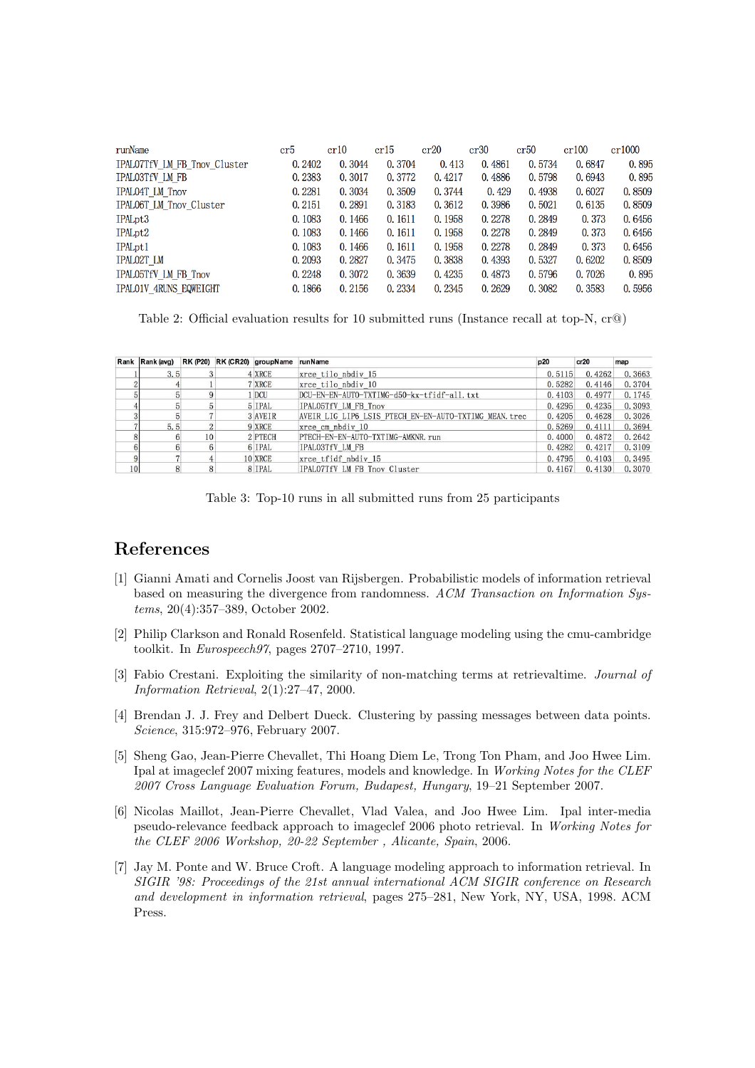| runName | cr5 | cr10 | cr15 | cr20 | cr30 | cr50 | cr100 | cr1000 |
|---|---|---|---|---|---|---|---|---|
| IPAL07TfV_LM_FB_Tnov_Cluster | 0.2402 | 0.3044 | 0.3704 | 0.413 | 0.4861 | 0.5734 | 0.6847 | 0.895 |
| IPAL03TfV_LM_FB | 0.2383 | 0.3017 | 0.3772 | 0.4217 | 0.4886 | 0.5798 | 0.6943 | 0.895 |
| IPAL04T_LM_Tnov | 0.2281 | 0.3034 | 0.3509 | 0.3744 | 0.429 | 0.4938 | 0.6027 | 0.8509 |
| IPAL06T_LM_Tnov_Cluster | 0.2151 | 0.2891 | 0.3183 | 0.3612 | 0.3986 | 0.5021 | 0.6135 | 0.8509 |
| IPALpt3 | 0.1083 | 0.1466 | 0.1611 | 0.1958 | 0.2278 | 0.2849 | 0.373 | 0.6456 |
| IPALpt2 | 0.1083 | 0.1466 | 0.1611 | 0.1958 | 0.2278 | 0.2849 | 0.373 | 0.6456 |
| IPALpt1 | 0.1083 | 0.1466 | 0.1611 | 0.1958 | 0.2278 | 0.2849 | 0.373 | 0.6456 |
| IPAL02T_LM | 0.2093 | 0.2827 | 0.3475 | 0.3838 | 0.4393 | 0.5327 | 0.6202 | 0.8509 |
| IPAL05TfV_LM_FB_Tnov | 0.2248 | 0.3072 | 0.3639 | 0.4235 | 0.4873 | 0.5796 | 0.7026 | 0.895 |
| IPAL01V_4RUNS_EQWEIGHT | 0.1866 | 0.2156 | 0.2334 | 0.2345 | 0.2629 | 0.3082 | 0.3583 | 0.5956 |

Table 2: Official evaluation results for 10 submitted runs (Instance recall at top-N, cr@)

| Rank | Rank (avg) | RK (P20) | RK (CR20) | groupName | runName | p20 | cr20 | map |
|---|---|---|---|---|---|---|---|---|
| 1 | 3.5 | 3 | 4 | XRCE | xrce_tilo_nbdiv_15 | 0.5115 | 0.4262 | 0.3663 |
| 2 | 4 | 1 | 7 | XRCE | xrce_tilo_nbdiv_10 | 0.5282 | 0.4146 | 0.3704 |
| 5 | 5 | 9 | 1 | DCU | DCU-EN-EN-AUTO-TXTIMG-d50-kx-tfidf-all.txt | 0.4103 | 0.4977 | 0.1745 |
| 4 | 5 | 5 | 5 | IPAL | IPAL05TfV_LM_FB_Tnov | 0.4295 | 0.4235 | 0.3093 |
| 3 | 5 | 7 | 3 | AVEIR | AVEIR_LIG_LIP6_LSIS_PTECH_EN-EN-AUTO-TXTIMG_MEAN.trec | 0.4205 | 0.4628 | 0.3026 |
| 7 | 5.5 | 2 | 9 | XRCE | xrce_cm_nbdiv_10 | 0.5269 | 0.4111 | 0.3694 |
| 8 | 6 | 10 | 2 | PTECH | PTECH-EN-EN-AUTO-TXTIMG-AMKNR.run | 0.4000 | 0.4872 | 0.2642 |
| 6 | 6 | 6 | 6 | IPAL | IPAL03TfV_LM_FB | 0.4282 | 0.4217 | 0.3109 |
| 9 | 7 | 4 | 10 | XRCE | xrce_tfidf_nbdiv_15 | 0.4795 | 0.4103 | 0.3495 |
| 10 | 8 | 8 | 8 | IPAL | IPAL07TfV_LM_FB_Tnov_Cluster | 0.4167 | 0.4130 | 0.3070 |

Table 3: Top-10 runs in all submitted runs from 25 participants

# References

[1] Gianni Amati and Cornelis Joost van Rijsbergen. Probabilistic models of information retrieval based on measuring the divergence from randomness. *ACM Transaction on Information Systems*, 20(4):357–389, October 2002.

[2] Philip Clarkson and Ronald Rosenfeld. Statistical language modeling using the cmu-cambridge toolkit. In *Eurospeech97*, pages 2707–2710, 1997.

[3] Fabio Crestani. Exploiting the similarity of non-matching terms at retrievaltime. *Journal of Information Retrieval*, 2(1):27–47, 2000.

[4] Brendan J. J. Frey and Delbert Dueck. Clustering by passing messages between data points. *Science*, 315:972–976, February 2007.

[5] Sheng Gao, Jean-Pierre Chevallet, Thi Hoang Diem Le, Trong Ton Pham, and Joo Hwee Lim. Ipal at imageclef 2007 mixing features, models and knowledge. In *Working Notes for the CLEF 2007 Cross Language Evaluation Forum, Budapest, Hungary*, 19–21 September 2007.

[6] Nicolas Maillot, Jean-Pierre Chevallet, Vlad Valea, and Joo Hwee Lim. Ipal inter-media pseudo-relevance feedback approach to imageclef 2006 photo retrieval. In *Working Notes for the CLEF 2006 Workshop, 20-22 September , Alicante, Spain*, 2006.

[7] Jay M. Ponte and W. Bruce Croft. A language modeling approach to information retrieval. In *SIGIR '98: Proceedings of the 21st annual international ACM SIGIR conference on Research and development in information retrieval*, pages 275–281, New York, NY, USA, 1998. ACM Press.